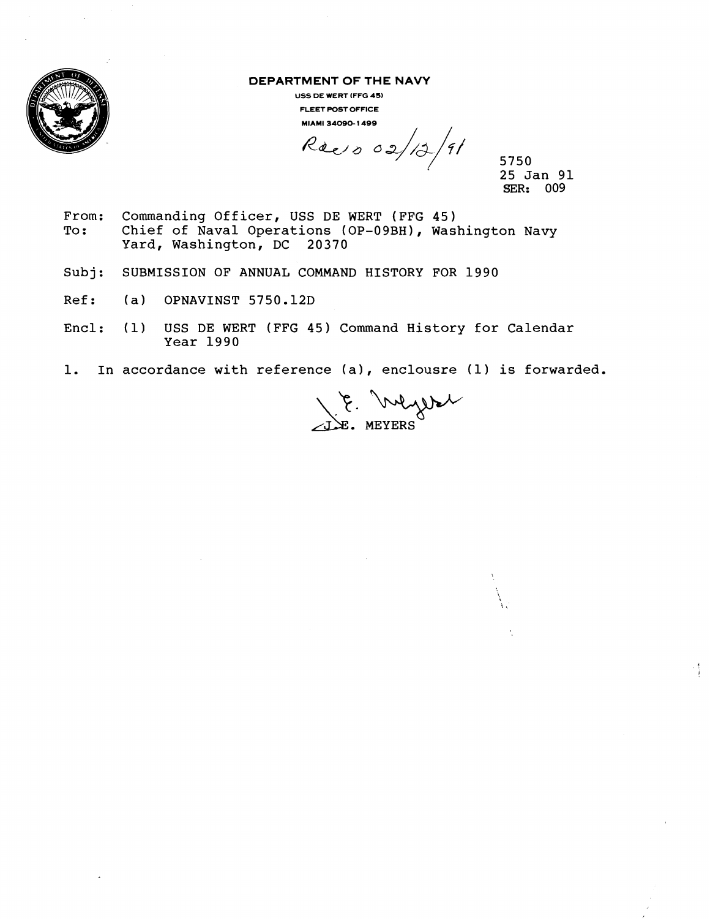**DEPARTMENT OF THE NAVY**

USS DE WERT (FFG 45)
FLEET POST OFFICE
MIAMI 34090-1499

Recd 02/12/91

5750
25 Jan 91
SER: 009

From: Commanding Officer, USS DE WERT (FFG 45)
To: Chief of Naval Operations (OP-09BH), Washington Navy Yard, Washington, DC 20370

Subj: SUBMISSION OF ANNUAL COMMAND HISTORY FOR 1990

Ref: (a) OPNAVINST 5750.12D

Encl: (1) USS DE WERT (FFG 45) Command History for Calendar Year 1990

1. In accordance with reference (a), enclousre (1) is forwarded.

J. E. MEYERS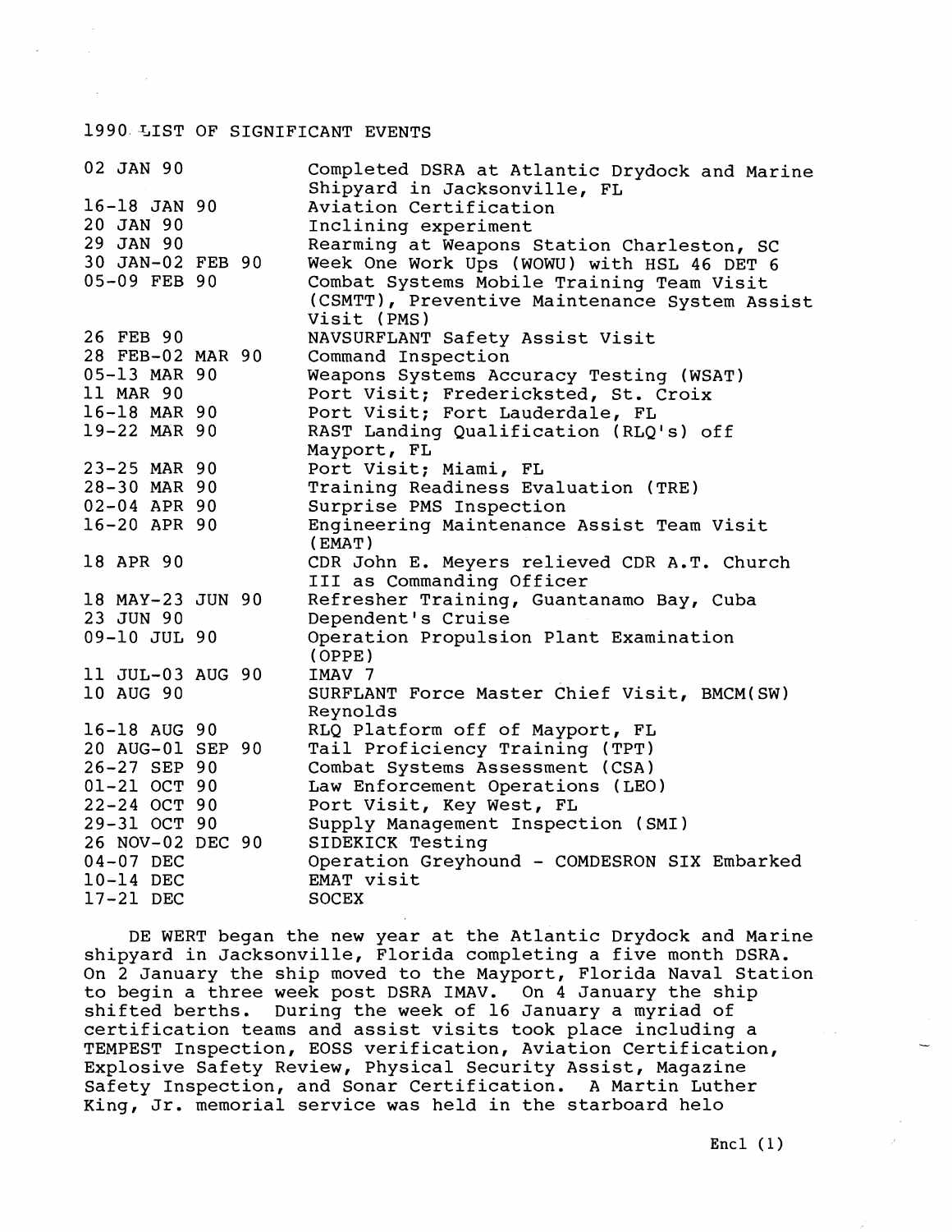## 1990 LIST OF SIGNIFICANT EVENTS

| Date | Event |
|---|---|
| 02 JAN 90 | Completed DSRA at Atlantic Drydock and Marine Shipyard in Jacksonville, FL |
| 16-18 JAN 90 | Aviation Certification |
| 20 JAN 90 | Inclining experiment |
| 29 JAN 90 | Rearming at Weapons Station Charleston, SC |
| 30 JAN-02 FEB 90 | Week One Work Ups (WOWU) with HSL 46 DET 6 |
| 05-09 FEB 90 | Combat Systems Mobile Training Team Visit (CSMTT), Preventive Maintenance System Assist Visit (PMS) |
| 26 FEB 90 | NAVSURFLANT Safety Assist Visit |
| 28 FEB-02 MAR 90 | Command Inspection |
| 05-13 MAR 90 | Weapons Systems Accuracy Testing (WSAT) |
| 11 MAR 90 | Port Visit; Fredericksted, St. Croix |
| 16-18 MAR 90 | Port Visit; Fort Lauderdale, FL |
| 19-22 MAR 90 | RAST Landing Qualification (RLQ's) off Mayport, FL |
| 23-25 MAR 90 | Port Visit; Miami, FL |
| 28-30 MAR 90 | Training Readiness Evaluation (TRE) |
| 02-04 APR 90 | Surprise PMS Inspection |
| 16-20 APR 90 | Engineering Maintenance Assist Team Visit (EMAT) |
| 18 APR 90 | CDR John E. Meyers relieved CDR A.T. Church III as Commanding Officer |
| 18 MAY-23 JUN 90 | Refresher Training, Guantanamo Bay, Cuba |
| 23 JUN 90 | Dependent's Cruise |
| 09-10 JUL 90 | Operation Propulsion Plant Examination (OPPE) |
| 11 JUL-03 AUG 90 | IMAV 7 |
| 10 AUG 90 | SURFLANT Force Master Chief Visit, BMCM(SW) Reynolds |
| 16-18 AUG 90 | RLQ Platform off of Mayport, FL |
| 20 AUG-01 SEP 90 | Tail Proficiency Training (TPT) |
| 26-27 SEP 90 | Combat Systems Assessment (CSA) |
| 01-21 OCT 90 | Law Enforcement Operations (LEO) |
| 22-24 OCT 90 | Port Visit, Key West, FL |
| 29-31 OCT 90 | Supply Management Inspection (SMI) |
| 26 NOV-02 DEC 90 | SIDEKICK Testing |
| 04-07 DEC | Operation Greyhound - COMDESRON SIX Embarked |
| 10-14 DEC | EMAT visit |
| 17-21 DEC | SOCEX |

DE WERT began the new year at the Atlantic Drydock and Marine shipyard in Jacksonville, Florida completing a five month DSRA. On 2 January the ship moved to the Mayport, Florida Naval Station to begin a three week post DSRA IMAV. On 4 January the ship shifted berths. During the week of 16 January a myriad of certification teams and assist visits took place including a TEMPEST Inspection, EOSS verification, Aviation Certification, Explosive Safety Review, Physical Security Assist, Magazine Safety Inspection, and Sonar Certification. A Martin Luther King, Jr. memorial service was held in the starboard helo

Encl (1)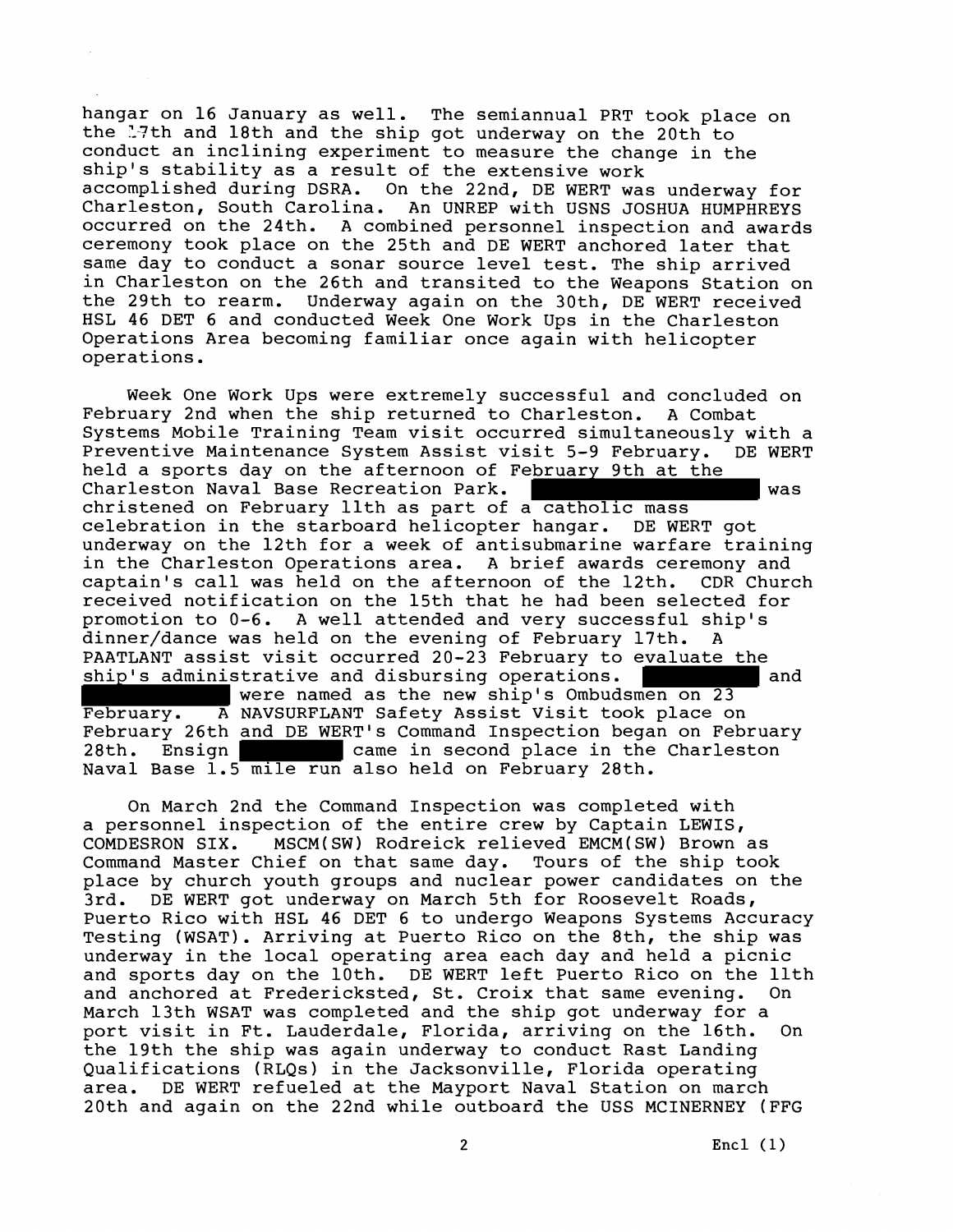hangar on 16 January as well. The semiannual PRT took place on the 17th and 18th and the ship got underway on the 20th to conduct an inclining experiment to measure the change in the ship's stability as a result of the extensive work accomplished during DSRA. On the 22nd, DE WERT was underway for Charleston, South Carolina. An UNREP with USNS JOSHUA HUMPHREYS occurred on the 24th. A combined personnel inspection and awards ceremony took place on the 25th and DE WERT anchored later that same day to conduct a sonar source level test. The ship arrived in Charleston on the 26th and transited to the Weapons Station on the 29th to rearm. Underway again on the 30th, DE WERT received HSL 46 DET 6 and conducted Week One Work Ups in the Charleston Operations Area becoming familiar once again with helicopter operations.

Week One Work Ups were extremely successful and concluded on February 2nd when the ship returned to Charleston. A Combat Systems Mobile Training Team visit occurred simultaneously with a Preventive Maintenance System Assist visit 5-9 February. DE WERT held a sports day on the afternoon of February 9th at the Charleston Naval Base Recreation Park. [REDACTED] was christened on February 11th as part of a catholic mass celebration in the starboard helicopter hangar. DE WERT got underway on the 12th for a week of antisubmarine warfare training in the Charleston Operations area. A brief awards ceremony and captain's call was held on the afternoon of the 12th. CDR Church received notification on the 15th that he had been selected for promotion to 0-6. A well attended and very successful ship's dinner/dance was held on the evening of February 17th. A PAATLANT assist visit occurred 20-23 February to evaluate the ship's administrative and disbursing operations. [REDACTED] and [REDACTED] were named as the new ship's Ombudsmen on 23 February. A NAVSURFLANT Safety Assist Visit took place on February 26th and DE WERT's Command Inspection began on February 28th. Ensign [REDACTED] came in second place in the Charleston Naval Base 1.5 mile run also held on February 28th.

On March 2nd the Command Inspection was completed with a personnel inspection of the entire crew by Captain LEWIS, COMDESRON SIX. MSCM(SW) Rodreick relieved EMCM(SW) Brown as Command Master Chief on that same day. Tours of the ship took place by church youth groups and nuclear power candidates on the 3rd. DE WERT got underway on March 5th for Roosevelt Roads, Puerto Rico with HSL 46 DET 6 to undergo Weapons Systems Accuracy Testing (WSAT). Arriving at Puerto Rico on the 8th, the ship was underway in the local operating area each day and held a picnic and sports day on the 10th. DE WERT left Puerto Rico on the 11th and anchored at Fredericksted, St. Croix that same evening. On March 13th WSAT was completed and the ship got underway for a port visit in Ft. Lauderdale, Florida, arriving on the 16th. On the 19th the ship was again underway to conduct Rast Landing Qualifications (RLQs) in the Jacksonville, Florida operating area. DE WERT refueled at the Mayport Naval Station on march 20th and again on the 22nd while outboard the USS MCINERNEY (FFG

Encl (1)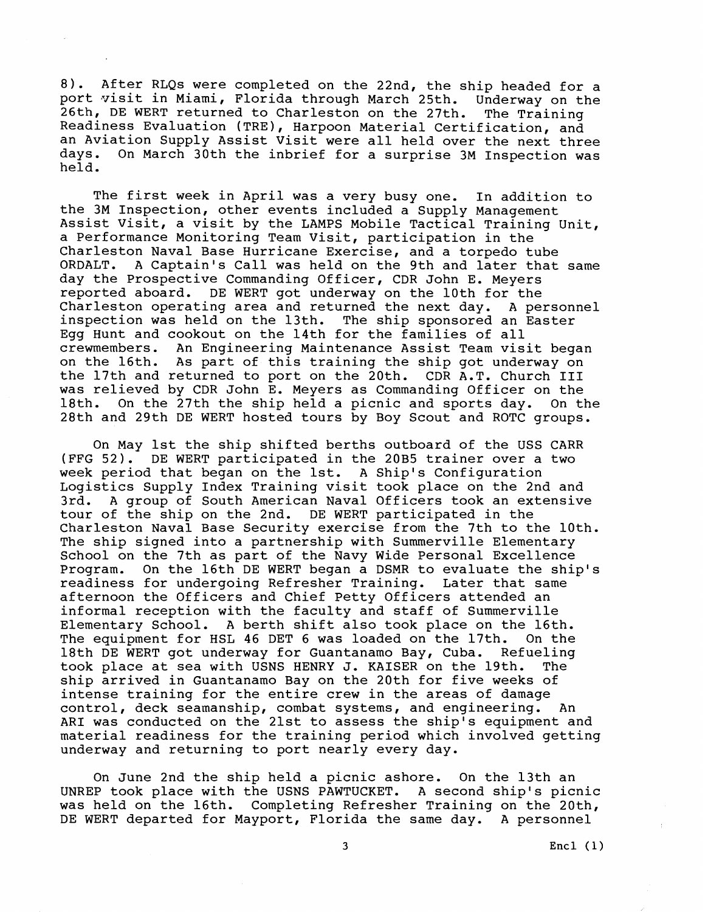8). After RLQs were completed on the 22nd, the ship headed for a port visit in Miami, Florida through March 25th. Underway on the 26th, DE WERT returned to Charleston on the 27th. The Training Readiness Evaluation (TRE), Harpoon Material Certification, and an Aviation Supply Assist Visit were all held over the next three days. On March 30th the inbrief for a surprise 3M Inspection was held.

The first week in April was a very busy one. In addition to the 3M Inspection, other events included a Supply Management Assist Visit, a visit by the LAMPS Mobile Tactical Training Unit, a Performance Monitoring Team Visit, participation in the Charleston Naval Base Hurricane Exercise, and a torpedo tube ORDALT. A Captain's Call was held on the 9th and later that same day the Prospective Commanding Officer, CDR John E. Meyers reported aboard. DE WERT got underway on the 10th for the Charleston operating area and returned the next day. A personnel inspection was held on the 13th. The ship sponsored an Easter Egg Hunt and cookout on the 14th for the families of all crewmembers. An Engineering Maintenance Assist Team visit began on the 16th. As part of this training the ship got underway on the 17th and returned to port on the 20th. CDR A.T. Church III was relieved by CDR John E. Meyers as Commanding Officer on the 18th. On the 27th the ship held a picnic and sports day. On the 28th and 29th DE WERT hosted tours by Boy Scout and ROTC groups.

On May 1st the ship shifted berths outboard of the USS CARR (FFG 52). DE WERT participated in the 20B5 trainer over a two week period that began on the 1st. A Ship's Configuration Logistics Supply Index Training visit took place on the 2nd and 3rd. A group of South American Naval Officers took an extensive tour of the ship on the 2nd. DE WERT participated in the Charleston Naval Base Security exercise from the 7th to the 10th. The ship signed into a partnership with Summerville Elementary School on the 7th as part of the Navy Wide Personal Excellence Program. On the 16th DE WERT began a DSMR to evaluate the ship's readiness for undergoing Refresher Training. Later that same afternoon the Officers and Chief Petty Officers attended an informal reception with the faculty and staff of Summerville Elementary School. A berth shift also took place on the 16th. The equipment for HSL 46 DET 6 was loaded on the 17th. On the 18th DE WERT got underway for Guantanamo Bay, Cuba. Refueling took place at sea with USNS HENRY J. KAISER on the 19th. The ship arrived in Guantanamo Bay on the 20th for five weeks of intense training for the entire crew in the areas of damage control, deck seamanship, combat systems, and engineering. An ARI was conducted on the 21st to assess the ship's equipment and material readiness for the training period which involved getting underway and returning to port nearly every day.

On June 2nd the ship held a picnic ashore. On the 13th an UNREP took place with the USNS PAWTUCKET. A second ship's picnic was held on the 16th. Completing Refresher Training on the 20th, DE WERT departed for Mayport, Florida the same day. A personnel

Encl (1)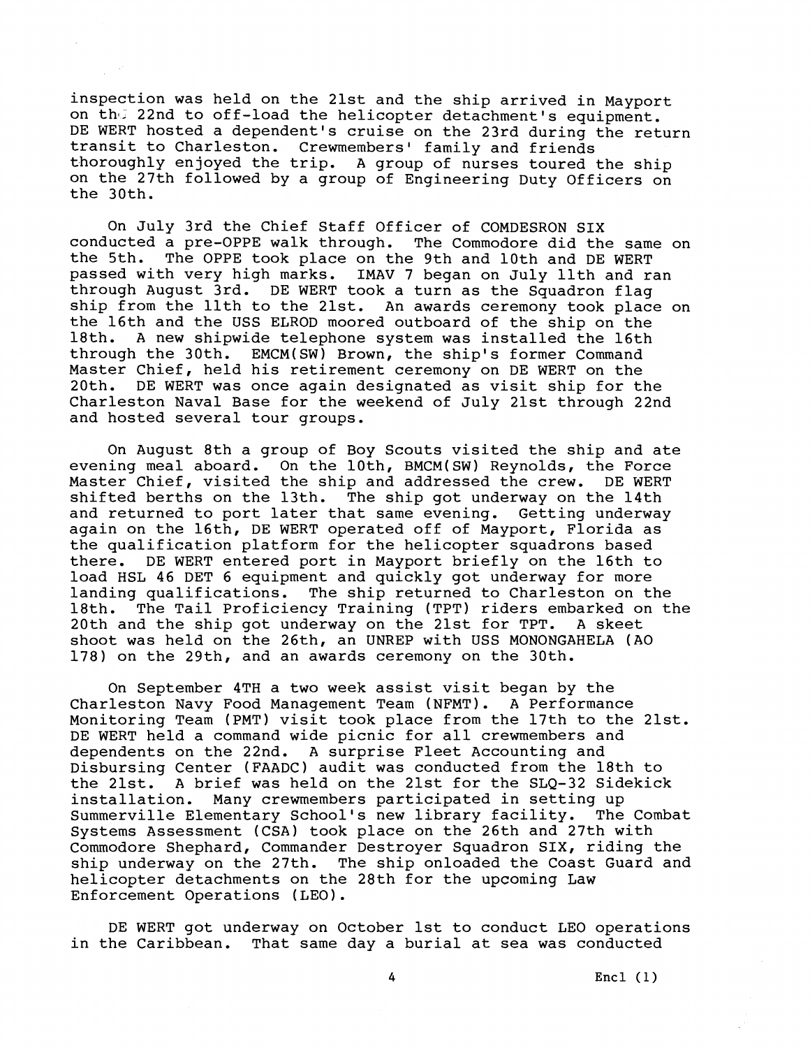inspection was held on the 21st and the ship arrived in Mayport on the 22nd to off-load the helicopter detachment's equipment. DE WERT hosted a dependent's cruise on the 23rd during the return transit to Charleston. Crewmembers' family and friends thoroughly enjoyed the trip. A group of nurses toured the ship on the 27th followed by a group of Engineering Duty Officers on the 30th.

On July 3rd the Chief Staff Officer of COMDESRON SIX conducted a pre-OPPE walk through. The Commodore did the same on the 5th. The OPPE took place on the 9th and 10th and DE WERT passed with very high marks. IMAV 7 began on July 11th and ran through August 3rd. DE WERT took a turn as the Squadron flag ship from the 11th to the 21st. An awards ceremony took place on the 16th and the USS ELROD moored outboard of the ship on the 18th. A new shipwide telephone system was installed the 16th through the 30th. EMCM(SW) Brown, the ship's former Command Master Chief, held his retirement ceremony on DE WERT on the 20th. DE WERT was once again designated as visit ship for the Charleston Naval Base for the weekend of July 21st through 22nd and hosted several tour groups.

On August 8th a group of Boy Scouts visited the ship and ate evening meal aboard. On the 10th, BMCM(SW) Reynolds, the Force Master Chief, visited the ship and addressed the crew. DE WERT shifted berths on the 13th. The ship got underway on the 14th and returned to port later that same evening. Getting underway again on the 16th, DE WERT operated off of Mayport, Florida as the qualification platform for the helicopter squadrons based there. DE WERT entered port in Mayport briefly on the 16th to load HSL 46 DET 6 equipment and quickly got underway for more landing qualifications. The ship returned to Charleston on the 18th. The Tail Proficiency Training (TPT) riders embarked on the 20th and the ship got underway on the 21st for TPT. A skeet shoot was held on the 26th, an UNREP with USS MONONGAHELA (AO 178) on the 29th, and an awards ceremony on the 30th.

On September 4TH a two week assist visit began by the Charleston Navy Food Management Team (NFMT). A Performance Monitoring Team (PMT) visit took place from the 17th to the 21st. DE WERT held a command wide picnic for all crewmembers and dependents on the 22nd. A surprise Fleet Accounting and Disbursing Center (FAADC) audit was conducted from the 18th to the 21st. A brief was held on the 21st for the SLQ-32 Sidekick installation. Many crewmembers participated in setting up Summerville Elementary School's new library facility. The Combat Systems Assessment (CSA) took place on the 26th and 27th with Commodore Shephard, Commander Destroyer Squadron SIX, riding the ship underway on the 27th. The ship onloaded the Coast Guard and helicopter detachments on the 28th for the upcoming Law Enforcement Operations (LEO).

DE WERT got underway on October 1st to conduct LEO operations in the Caribbean. That same day a burial at sea was conducted

Encl (1)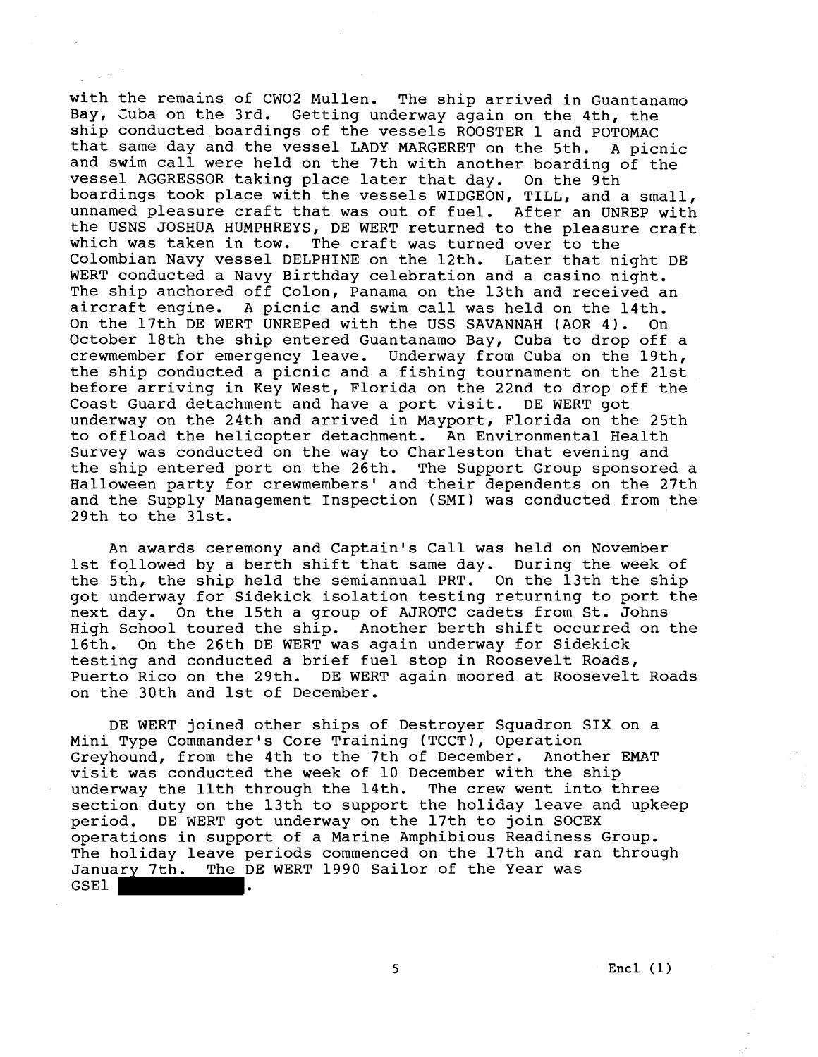with the remains of CWO2 Mullen. The ship arrived in Guantanamo Bay, Cuba on the 3rd. Getting underway again on the 4th, the ship conducted boardings of the vessels ROOSTER 1 and POTOMAC that same day and the vessel LADY MARGERET on the 5th. A picnic and swim call were held on the 7th with another boarding of the vessel AGGRESSOR taking place later that day. On the 9th boardings took place with the vessels WIDGEON, TILL, and a small, unnamed pleasure craft that was out of fuel. After an UNREP with the USNS JOSHUA HUMPHREYS, DE WERT returned to the pleasure craft which was taken in tow. The craft was turned over to the Colombian Navy vessel DELPHINE on the 12th. Later that night DE WERT conducted a Navy Birthday celebration and a casino night. The ship anchored off Colon, Panama on the 13th and received an aircraft engine. A picnic and swim call was held on the 14th. On the 17th DE WERT UNREPed with the USS SAVANNAH (AOR 4). On October 18th the ship entered Guantanamo Bay, Cuba to drop off a crewmember for emergency leave. Underway from Cuba on the 19th, the ship conducted a picnic and a fishing tournament on the 21st before arriving in Key West, Florida on the 22nd to drop off the Coast Guard detachment and have a port visit. DE WERT got underway on the 24th and arrived in Mayport, Florida on the 25th to offload the helicopter detachment. An Environmental Health Survey was conducted on the way to Charleston that evening and the ship entered port on the 26th. The Support Group sponsored a Halloween party for crewmembers' and their dependents on the 27th and the Supply Management Inspection (SMI) was conducted from the 29th to the 31st.

An awards ceremony and Captain's Call was held on November 1st followed by a berth shift that same day. During the week of the 5th, the ship held the semiannual PRT. On the 13th the ship got underway for Sidekick isolation testing returning to port the next day. On the 15th a group of AJROTC cadets from St. Johns High School toured the ship. Another berth shift occurred on the 16th. On the 26th DE WERT was again underway for Sidekick testing and conducted a brief fuel stop in Roosevelt Roads, Puerto Rico on the 29th. DE WERT again moored at Roosevelt Roads on the 30th and 1st of December.

DE WERT joined other ships of Destroyer Squadron SIX on a Mini Type Commander's Core Training (TCCT), Operation Greyhound, from the 4th to the 7th of December. Another EMAT visit was conducted the week of 10 December with the ship underway the 11th through the 14th. The crew went into three section duty on the 13th to support the holiday leave and upkeep period. DE WERT got underway on the 17th to join SOCEX operations in support of a Marine Amphibious Readiness Group. The holiday leave periods commenced on the 17th and ran through January 7th. The DE WERT 1990 Sailor of the Year was GSE1 ██████████.

Encl (1)